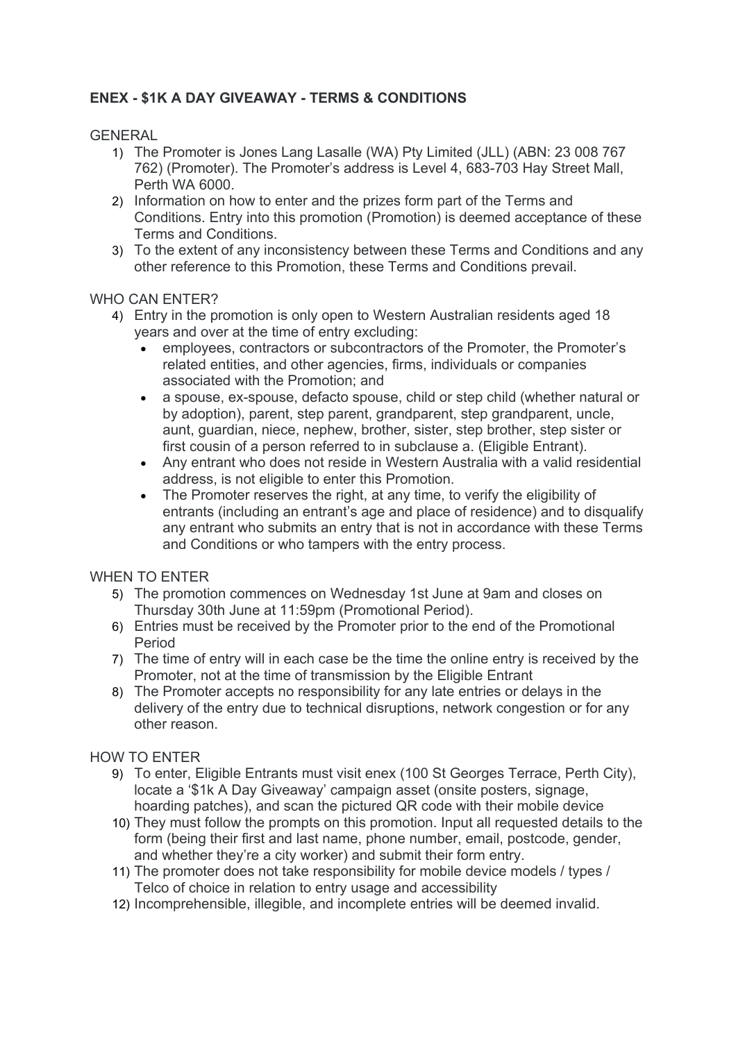**ENEX - $1K A DAY GIVEAWAY - TERMS & CONDITIONS**

GENERAL

1) The Promoter is Jones Lang Lasalle (WA) Pty Limited (JLL) (ABN: 23 008 767 762) (Promoter). The Promoter's address is Level 4, 683-703 Hay Street Mall, Perth WA 6000.
2) Information on how to enter and the prizes form part of the Terms and Conditions. Entry into this promotion (Promotion) is deemed acceptance of these Terms and Conditions.
3) To the extent of any inconsistency between these Terms and Conditions and any other reference to this Promotion, these Terms and Conditions prevail.

WHO CAN ENTER?

4) Entry in the promotion is only open to Western Australian residents aged 18 years and over at the time of entry excluding:
   - employees, contractors or subcontractors of the Promoter, the Promoter's related entities, and other agencies, firms, individuals or companies associated with the Promotion; and
   - a spouse, ex-spouse, defacto spouse, child or step child (whether natural or by adoption), parent, step parent, grandparent, step grandparent, uncle, aunt, guardian, niece, nephew, brother, sister, step brother, step sister or first cousin of a person referred to in subclause a. (Eligible Entrant).
   - Any entrant who does not reside in Western Australia with a valid residential address, is not eligible to enter this Promotion.
   - The Promoter reserves the right, at any time, to verify the eligibility of entrants (including an entrant's age and place of residence) and to disqualify any entrant who submits an entry that is not in accordance with these Terms and Conditions or who tampers with the entry process.

WHEN TO ENTER

5) The promotion commences on Wednesday 1st June at 9am and closes on Thursday 30th June at 11:59pm (Promotional Period).
6) Entries must be received by the Promoter prior to the end of the Promotional Period
7) The time of entry will in each case be the time the online entry is received by the Promoter, not at the time of transmission by the Eligible Entrant
8) The Promoter accepts no responsibility for any late entries or delays in the delivery of the entry due to technical disruptions, network congestion or for any other reason.

HOW TO ENTER

9) To enter, Eligible Entrants must visit enex (100 St Georges Terrace, Perth City), locate a '$1k A Day Giveaway' campaign asset (onsite posters, signage, hoarding patches), and scan the pictured QR code with their mobile device
10) They must follow the prompts on this promotion. Input all requested details to the form (being their first and last name, phone number, email, postcode, gender, and whether they're a city worker) and submit their form entry.
11) The promoter does not take responsibility for mobile device models / types / Telco of choice in relation to entry usage and accessibility
12) Incomprehensible, illegible, and incomplete entries will be deemed invalid.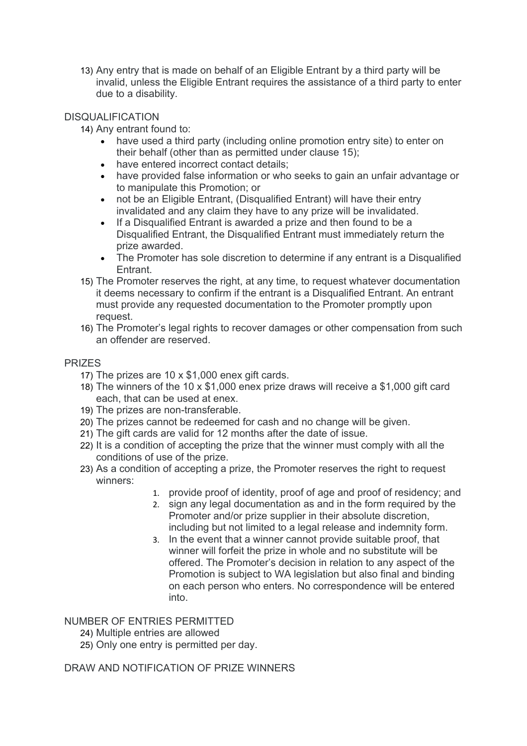13) Any entry that is made on behalf of an Eligible Entrant by a third party will be invalid, unless the Eligible Entrant requires the assistance of a third party to enter due to a disability.

DISQUALIFICATION

14) Any entrant found to:
    - have used a third party (including online promotion entry site) to enter on their behalf (other than as permitted under clause 15);
    - have entered incorrect contact details;
    - have provided false information or who seeks to gain an unfair advantage or to manipulate this Promotion; or
    - not be an Eligible Entrant, (Disqualified Entrant) will have their entry invalidated and any claim they have to any prize will be invalidated.
    - If a Disqualified Entrant is awarded a prize and then found to be a Disqualified Entrant, the Disqualified Entrant must immediately return the prize awarded.
    - The Promoter has sole discretion to determine if any entrant is a Disqualified Entrant.
15) The Promoter reserves the right, at any time, to request whatever documentation it deems necessary to confirm if the entrant is a Disqualified Entrant. An entrant must provide any requested documentation to the Promoter promptly upon request.
16) The Promoter's legal rights to recover damages or other compensation from such an offender are reserved.

PRIZES

17) The prizes are 10 x $1,000 enex gift cards.
18) The winners of the 10 x $1,000 enex prize draws will receive a $1,000 gift card each, that can be used at enex.
19) The prizes are non-transferable.
20) The prizes cannot be redeemed for cash and no change will be given.
21) The gift cards are valid for 12 months after the date of issue.
22) It is a condition of accepting the prize that the winner must comply with all the conditions of use of the prize.
23) As a condition of accepting a prize, the Promoter reserves the right to request winners:
    1. provide proof of identity, proof of age and proof of residency; and
    2. sign any legal documentation as and in the form required by the Promoter and/or prize supplier in their absolute discretion, including but not limited to a legal release and indemnity form.
    3. In the event that a winner cannot provide suitable proof, that winner will forfeit the prize in whole and no substitute will be offered. The Promoter's decision in relation to any aspect of the Promotion is subject to WA legislation but also final and binding on each person who enters. No correspondence will be entered into.

NUMBER OF ENTRIES PERMITTED

24) Multiple entries are allowed
25) Only one entry is permitted per day.

DRAW AND NOTIFICATION OF PRIZE WINNERS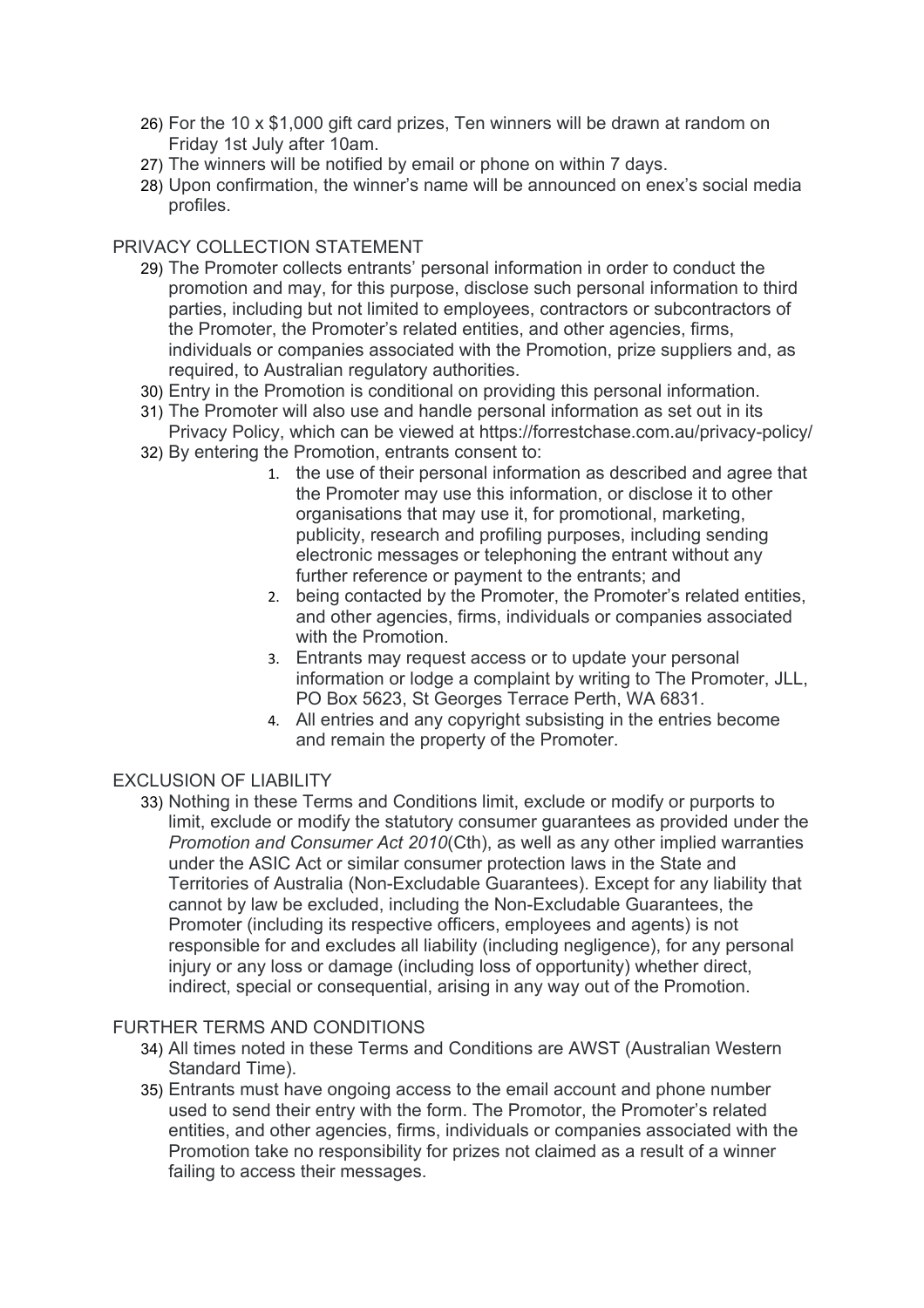26) For the 10 x $1,000 gift card prizes, Ten winners will be drawn at random on Friday 1st July after 10am.
27) The winners will be notified by email or phone on within 7 days.
28) Upon confirmation, the winner's name will be announced on enex's social media profiles.

PRIVACY COLLECTION STATEMENT

29) The Promoter collects entrants' personal information in order to conduct the promotion and may, for this purpose, disclose such personal information to third parties, including but not limited to employees, contractors or subcontractors of the Promoter, the Promoter's related entities, and other agencies, firms, individuals or companies associated with the Promotion, prize suppliers and, as required, to Australian regulatory authorities.
30) Entry in the Promotion is conditional on providing this personal information.
31) The Promoter will also use and handle personal information as set out in its Privacy Policy, which can be viewed at https://forrestchase.com.au/privacy-policy/
32) By entering the Promotion, entrants consent to:
    1. the use of their personal information as described and agree that the Promoter may use this information, or disclose it to other organisations that may use it, for promotional, marketing, publicity, research and profiling purposes, including sending electronic messages or telephoning the entrant without any further reference or payment to the entrants; and
    2. being contacted by the Promoter, the Promoter's related entities, and other agencies, firms, individuals or companies associated with the Promotion.
    3. Entrants may request access or to update your personal information or lodge a complaint by writing to The Promoter, JLL, PO Box 5623, St Georges Terrace Perth, WA 6831.
    4. All entries and any copyright subsisting in the entries become and remain the property of the Promoter.

EXCLUSION OF LIABILITY

33) Nothing in these Terms and Conditions limit, exclude or modify or purports to limit, exclude or modify the statutory consumer guarantees as provided under the *Promotion and Consumer Act 2010*(Cth), as well as any other implied warranties under the ASIC Act or similar consumer protection laws in the State and Territories of Australia (Non-Excludable Guarantees). Except for any liability that cannot by law be excluded, including the Non-Excludable Guarantees, the Promoter (including its respective officers, employees and agents) is not responsible for and excludes all liability (including negligence), for any personal injury or any loss or damage (including loss of opportunity) whether direct, indirect, special or consequential, arising in any way out of the Promotion.

FURTHER TERMS AND CONDITIONS

34) All times noted in these Terms and Conditions are AWST (Australian Western Standard Time).
35) Entrants must have ongoing access to the email account and phone number used to send their entry with the form. The Promotor, the Promoter's related entities, and other agencies, firms, individuals or companies associated with the Promotion take no responsibility for prizes not claimed as a result of a winner failing to access their messages.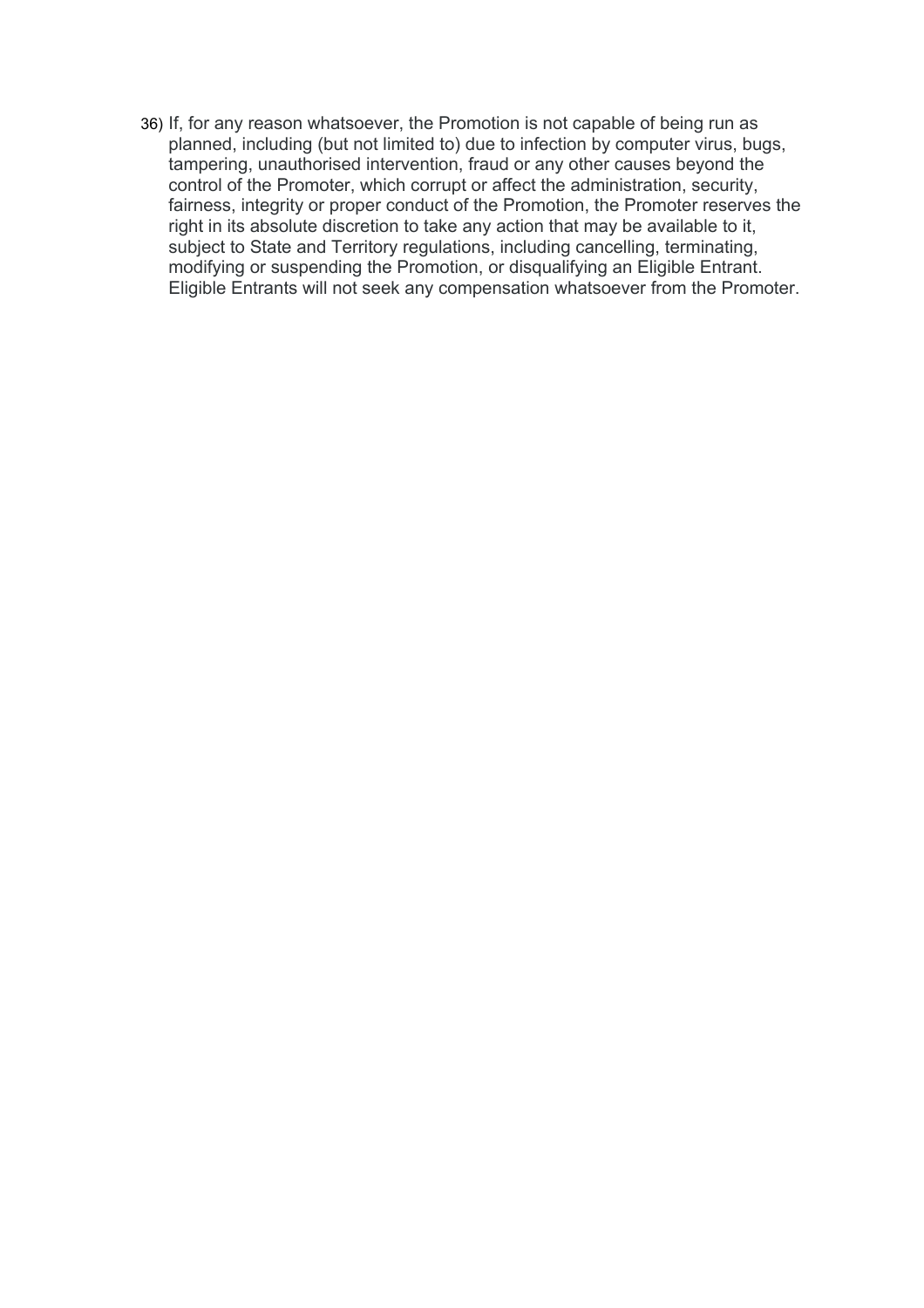36) If, for any reason whatsoever, the Promotion is not capable of being run as planned, including (but not limited to) due to infection by computer virus, bugs, tampering, unauthorised intervention, fraud or any other causes beyond the control of the Promoter, which corrupt or affect the administration, security, fairness, integrity or proper conduct of the Promotion, the Promoter reserves the right in its absolute discretion to take any action that may be available to it, subject to State and Territory regulations, including cancelling, terminating, modifying or suspending the Promotion, or disqualifying an Eligible Entrant. Eligible Entrants will not seek any compensation whatsoever from the Promoter.